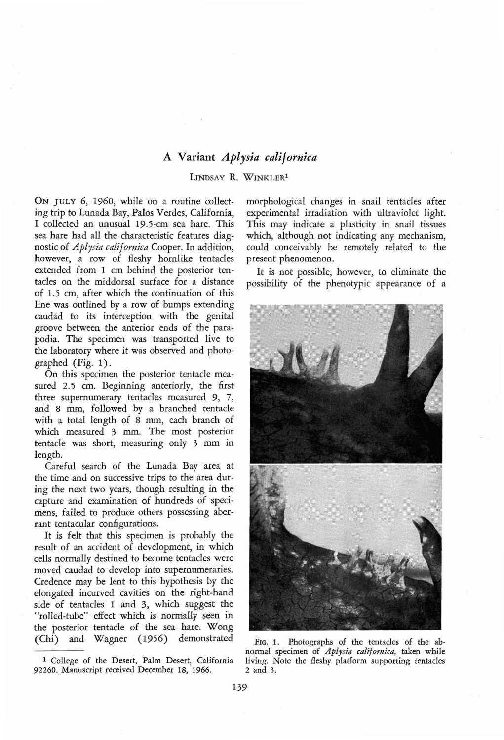# A Variant *Aplysia californica*

LINDSAY R. WINKLER[1]

ON JULY 6, 1960, while on a routine collecting trip to Lunada Bay, Palos Verdes, California, I collected an unusual 19.5-cm sea hare. This sea hare had all the characteristic features diagnostic of *Aplysia californica* Cooper. In addition, however, a row of fleshy hornlike tentacles extended from 1 cm behind the posterior tentacles on the middorsal surface for a distance of 1.5 cm, after which the continuation of this line was outlined by a row of bumps extending caudad to its interception with the genital groove between the anterior ends of the parapodia. The specimen was transported live to the laboratory where it was observed and photographed (Fig. 1).

On this specimen the posterior tentacle measured 2.5 cm. Beginning anteriorly, the first three supernumerary tentacles measured 9, 7, and 8 mm, followed by a branched tentacle with a total length of 8 mm, each branch of which measured 3 mm. The most posterior tentacle was short, measuring only 3 mm in length.

Careful search of the Lunada Bay area at the time and on successive trips to the area during the next two years, though resulting in the capture and examination of hundreds of specimens, failed to produce others possessing aberrant tentacular configurations.

It is felt that this specimen is probably the result of an accident of development, in which cells normally destined to become tentacles were moved caudad to develop into supernumeraries. Credence may be lent to this hypothesis by the elongated incurved cavities on the right-hand side of tentacles 1 and 3, which suggest the "rolled-tube" effect which is normally seen in the posterior tentacle of the sea hare. Wong (Chi) and Wagner (1956) demonstrated morphological changes in snail tentacles after experimental irradiation with ultraviolet light. This may indicate a plasticity in snail tissues which, although not indicating any mechanism, could conceivably be remotely related to the present phenomenon.

It is not possible, however, to eliminate the possibility of the phenotypic appearance of a

FIG. 1. Photographs of the tentacles of the abnormal specimen of *Aplysia californica*, taken while living. Note the fleshy platform supporting tentacles 2 and 3.

[1] College of the Desert, Palm Desert, California 92260. Manuscript received December 18, 1966.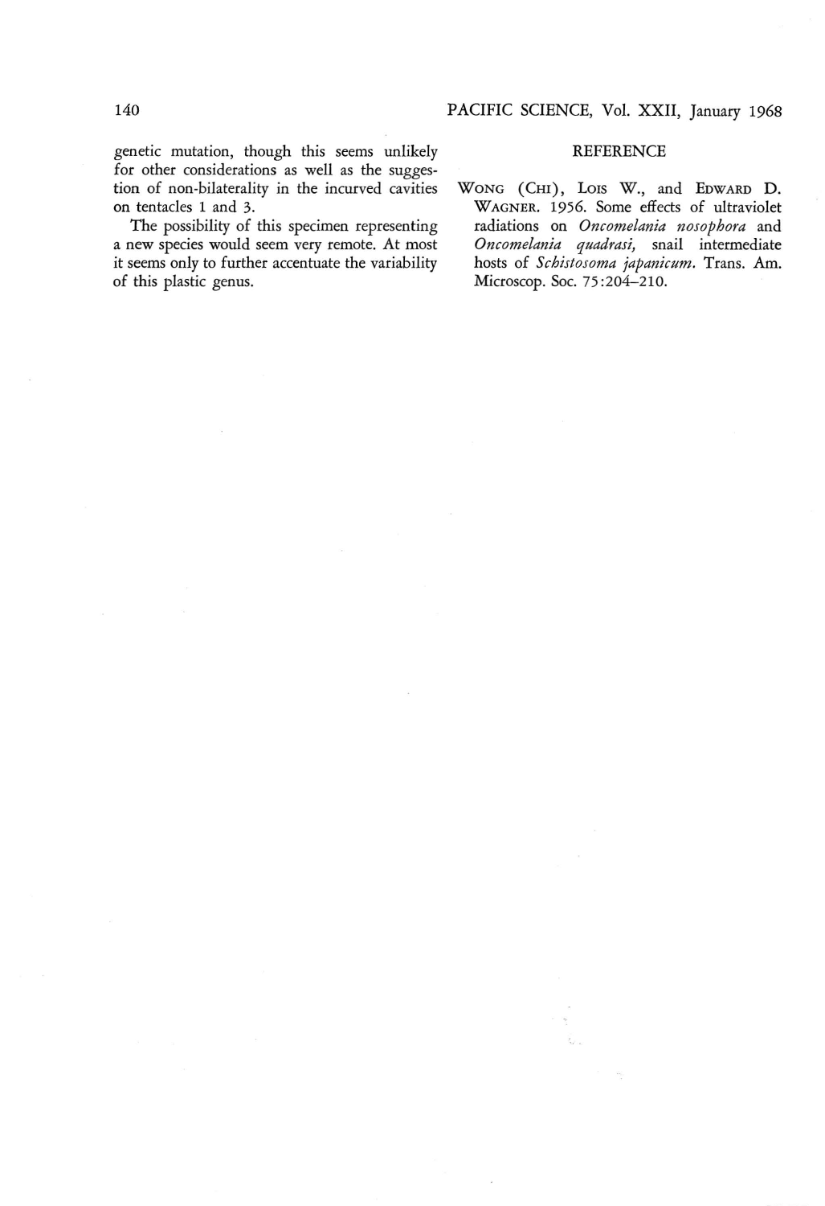genetic mutation, though this seems unlikely for other considerations as well as the suggestion of non-bilaterality in the incurved cavities on tentacles 1 and 3.

The possibility of this specimen representing a new species would seem very remote. At most it seems only to further accentuate the variability of this plastic genus.

## REFERENCE

WONG (CHI), LOIS W., and EDWARD D. WAGNER. 1956. Some effects of ultraviolet radiations on *Oncomelania nosophora* and *Oncomelania quadrasi,* snail intermediate hosts of *Schistosoma japanicum*. Trans. Am. Microscop. Soc. 75:204–210.